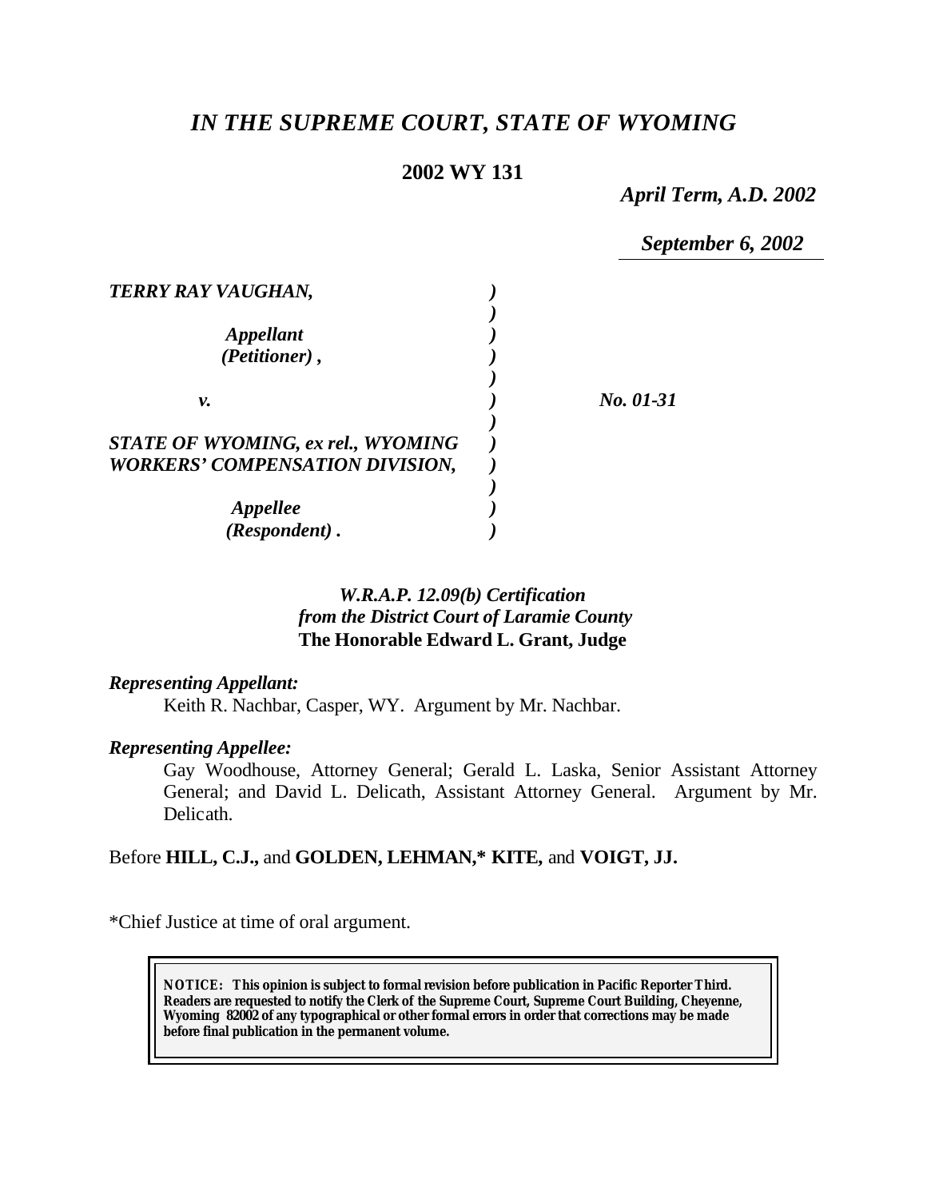# *IN THE SUPREME COURT, STATE OF WYOMING*

**2002 WY 131**

*April Term, A.D. 2002*

*September 6, 2002*

| | | |
|---|---|---|
| ***TERRY RAY VAUGHAN,*** | ***)*** | |
| | ***)*** | |
| ***Appellant*** | ***)*** | |
| ***(Petitioner) ,*** | ***)*** | |
| | ***)*** | |
| ***v.*** | ***)*** | ***No. 01-31*** |
| | ***)*** | |
| ***STATE OF WYOMING, ex rel., WYOMING*** | ***)*** | |
| ***WORKERS' COMPENSATION DIVISION,*** | ***)*** | |
| | ***)*** | |
| ***Appellee*** | ***)*** | |
| ***(Respondent) .*** | ***)*** | |

*W.R.A.P. 12.09(b) Certification*
*from the District Court of Laramie County*
**The Honorable Edward L. Grant, Judge**

***Representing Appellant:***

Keith R. Nachbar, Casper, WY. Argument by Mr. Nachbar.

***Representing Appellee:***

Gay Woodhouse, Attorney General; Gerald L. Laska, Senior Assistant Attorney General; and David L. Delicath, Assistant Attorney General. Argument by Mr. Delicath.

Before **HILL, C.J.,** and **GOLDEN, LEHMAN,\* KITE,** and **VOIGT, JJ.**

\*Chief Justice at time of oral argument.

**NOTICE: This opinion is subject to formal revision before publication in Pacific Reporter Third. Readers are requested to notify the Clerk of the Supreme Court, Supreme Court Building, Cheyenne, Wyoming 82002 of any typographical or other formal errors in order that corrections may be made before final publication in the permanent volume.**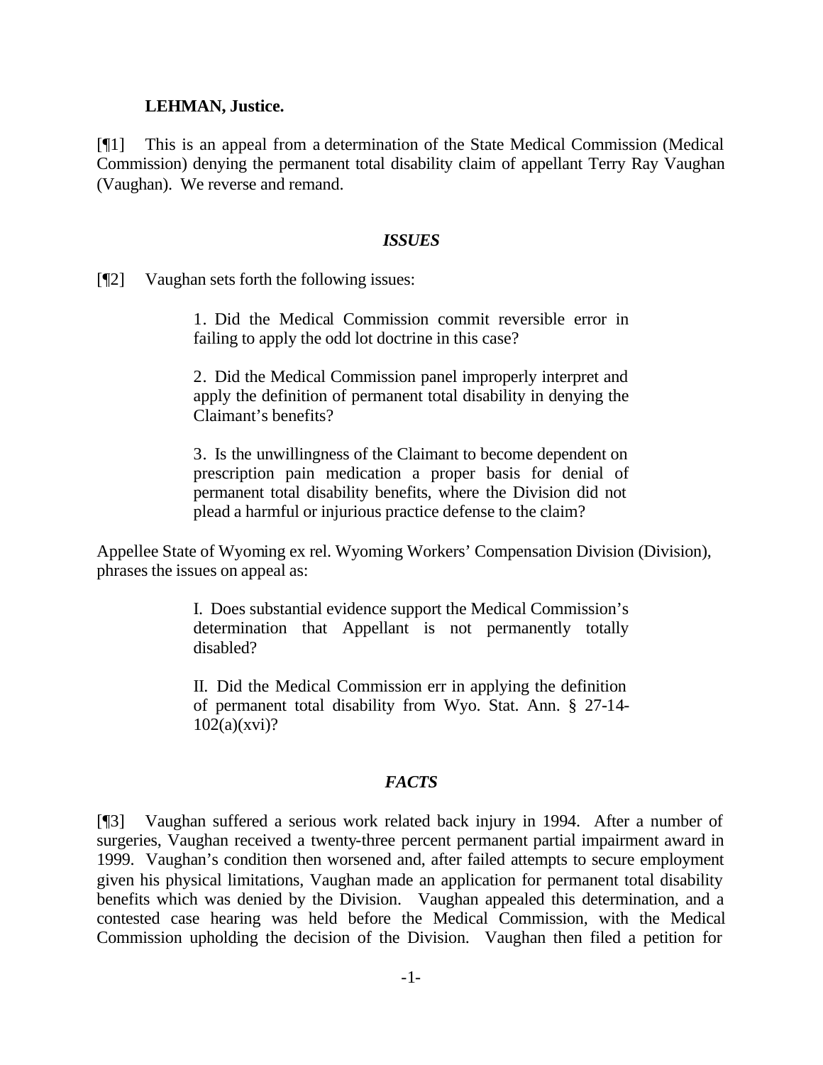**LEHMAN, Justice.**

[¶1] This is an appeal from a determination of the State Medical Commission (Medical Commission) denying the permanent total disability claim of appellant Terry Ray Vaughan (Vaughan). We reverse and remand.

### *ISSUES*

[¶2] Vaughan sets forth the following issues:

> 1. Did the Medical Commission commit reversible error in failing to apply the odd lot doctrine in this case?
>
> 2. Did the Medical Commission panel improperly interpret and apply the definition of permanent total disability in denying the Claimant's benefits?
>
> 3. Is the unwillingness of the Claimant to become dependent on prescription pain medication a proper basis for denial of permanent total disability benefits, where the Division did not plead a harmful or injurious practice defense to the claim?

Appellee State of Wyoming ex rel. Wyoming Workers' Compensation Division (Division), phrases the issues on appeal as:

> I. Does substantial evidence support the Medical Commission's determination that Appellant is not permanently totally disabled?
>
> II. Did the Medical Commission err in applying the definition of permanent total disability from Wyo. Stat. Ann. § 27-14-102(a)(xvi)?

### *FACTS*

[¶3] Vaughan suffered a serious work related back injury in 1994. After a number of surgeries, Vaughan received a twenty-three percent permanent partial impairment award in 1999. Vaughan's condition then worsened and, after failed attempts to secure employment given his physical limitations, Vaughan made an application for permanent total disability benefits which was denied by the Division. Vaughan appealed this determination, and a contested case hearing was held before the Medical Commission, with the Medical Commission upholding the decision of the Division. Vaughan then filed a petition for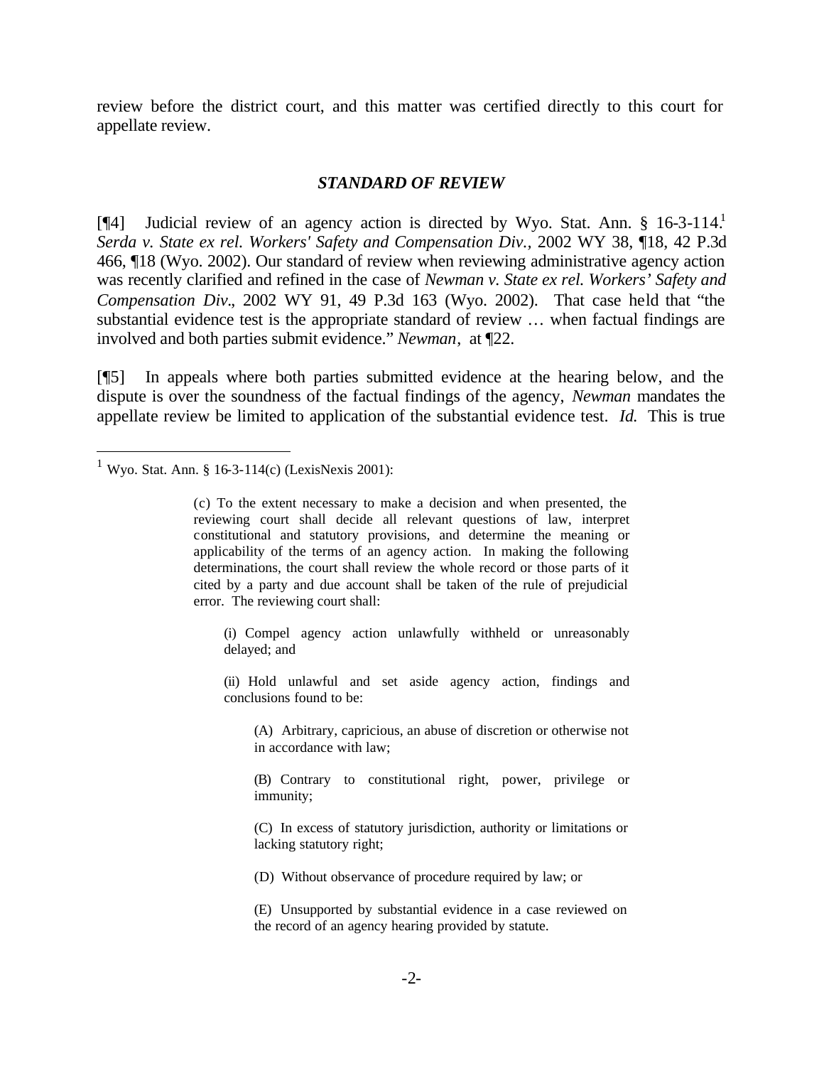review before the district court, and this matter was certified directly to this court for appellate review.

### *STANDARD OF REVIEW*

[¶4] Judicial review of an agency action is directed by Wyo. Stat. Ann. § 16-3-114.[1] *Serda v. State ex rel. Workers' Safety and Compensation Div.*, 2002 WY 38, ¶18, 42 P.3d 466, ¶18 (Wyo. 2002). Our standard of review when reviewing administrative agency action was recently clarified and refined in the case of *Newman v. State ex rel. Workers' Safety and Compensation Div*., 2002 WY 91, 49 P.3d 163 (Wyo. 2002). That case held that "the substantial evidence test is the appropriate standard of review … when factual findings are involved and both parties submit evidence." *Newman*, at ¶22.

[¶5] In appeals where both parties submitted evidence at the hearing below, and the dispute is over the soundness of the factual findings of the agency, *Newman* mandates the appellate review be limited to application of the substantial evidence test. *Id.* This is true

---

[1] Wyo. Stat. Ann. § 16-3-114(c) (LexisNexis 2001):

> (c) To the extent necessary to make a decision and when presented, the reviewing court shall decide all relevant questions of law, interpret constitutional and statutory provisions, and determine the meaning or applicability of the terms of an agency action. In making the following determinations, the court shall review the whole record or those parts of it cited by a party and due account shall be taken of the rule of prejudicial error. The reviewing court shall:
>
> (i) Compel agency action unlawfully withheld or unreasonably delayed; and
>
> (ii) Hold unlawful and set aside agency action, findings and conclusions found to be:
>
> (A) Arbitrary, capricious, an abuse of discretion or otherwise not in accordance with law;
>
> (B) Contrary to constitutional right, power, privilege or immunity;
>
> (C) In excess of statutory jurisdiction, authority or limitations or lacking statutory right;
>
> (D) Without observance of procedure required by law; or
>
> (E) Unsupported by substantial evidence in a case reviewed on the record of an agency hearing provided by statute.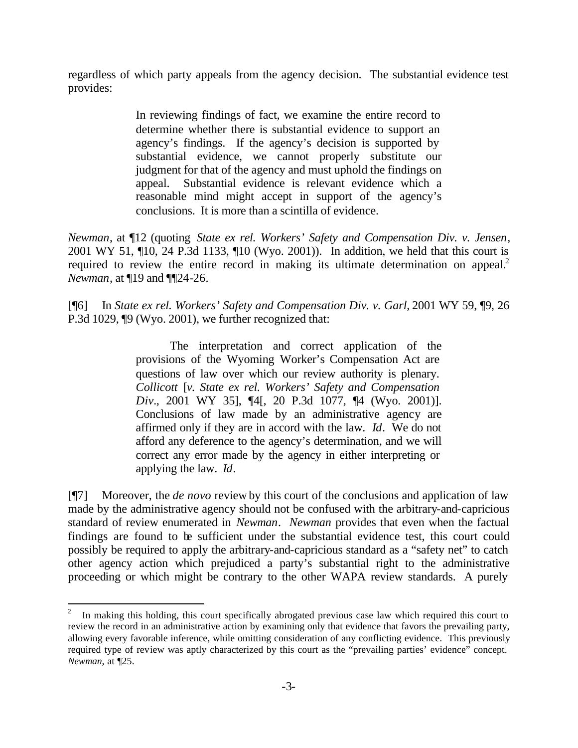regardless of which party appeals from the agency decision. The substantial evidence test provides:

> In reviewing findings of fact, we examine the entire record to determine whether there is substantial evidence to support an agency's findings. If the agency's decision is supported by substantial evidence, we cannot properly substitute our judgment for that of the agency and must uphold the findings on appeal. Substantial evidence is relevant evidence which a reasonable mind might accept in support of the agency's conclusions. It is more than a scintilla of evidence.

*Newman*, at ¶12 (quoting *State ex rel. Workers' Safety and Compensation Div. v. Jensen*, 2001 WY 51, ¶10, 24 P.3d 1133, ¶10 (Wyo. 2001)). In addition, we held that this court is required to review the entire record in making its ultimate determination on appeal.[2] *Newman*, at ¶19 and ¶¶24-26.

[¶6] In *State ex rel. Workers' Safety and Compensation Div. v. Garl*, 2001 WY 59, ¶9, 26 P.3d 1029, ¶9 (Wyo. 2001), we further recognized that:

> The interpretation and correct application of the provisions of the Wyoming Worker's Compensation Act are questions of law over which our review authority is plenary. *Collicott* [*v. State ex rel. Workers' Safety and Compensation Div*., 2001 WY 35], ¶4[, 20 P.3d 1077, ¶4 (Wyo. 2001)]. Conclusions of law made by an administrative agency are affirmed only if they are in accord with the law. *Id*. We do not afford any deference to the agency's determination, and we will correct any error made by the agency in either interpreting or applying the law. *Id*.

[¶7] Moreover, the *de novo* review by this court of the conclusions and application of law made by the administrative agency should not be confused with the arbitrary-and-capricious standard of review enumerated in *Newman*. *Newman* provides that even when the factual findings are found to be sufficient under the substantial evidence test, this court could possibly be required to apply the arbitrary-and-capricious standard as a "safety net" to catch other agency action which prejudiced a party's substantial right to the administrative proceeding or which might be contrary to the other WAPA review standards. A purely

---

[2] In making this holding, this court specifically abrogated previous case law which required this court to review the record in an administrative action by examining only that evidence that favors the prevailing party, allowing every favorable inference, while omitting consideration of any conflicting evidence. This previously required type of review was aptly characterized by this court as the "prevailing parties' evidence" concept. *Newman*, at ¶25.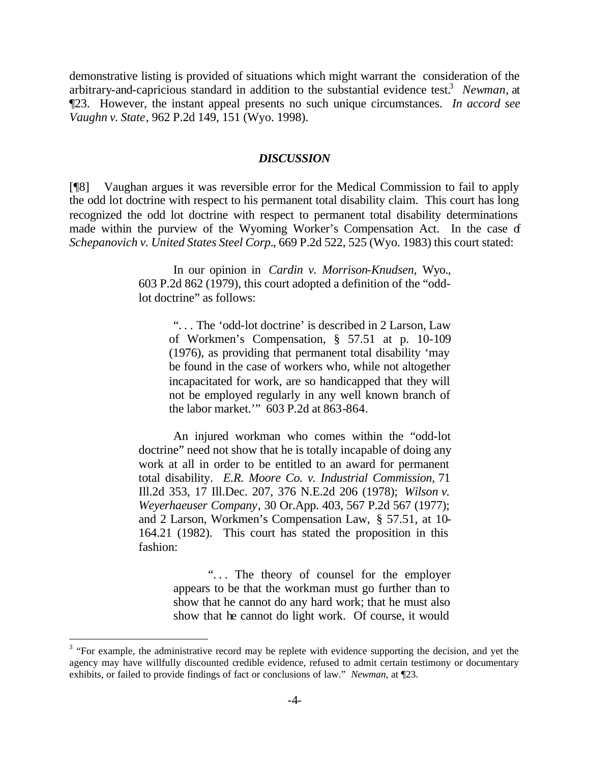demonstrative listing is provided of situations which might warrant the consideration of the arbitrary-and-capricious standard in addition to the substantial evidence test.[3] *Newman*, at ¶23. However, the instant appeal presents no such unique circumstances. *In accord see Vaughn v. State*, 962 P.2d 149, 151 (Wyo. 1998).

### *DISCUSSION*

[¶8] Vaughan argues it was reversible error for the Medical Commission to fail to apply the odd lot doctrine with respect to his permanent total disability claim. This court has long recognized the odd lot doctrine with respect to permanent total disability determinations made within the purview of the Wyoming Worker's Compensation Act. In the case of *Schepanovich v. United States Steel Corp.*, 669 P.2d 522, 525 (Wyo. 1983) this court stated:

> In our opinion in *Cardin v. Morrison-Knudsen*, Wyo., 603 P.2d 862 (1979), this court adopted a definition of the "odd-lot doctrine" as follows:
>
> > ". . . The 'odd-lot doctrine' is described in 2 Larson, Law of Workmen's Compensation, § 57.51 at p. 10-109 (1976), as providing that permanent total disability 'may be found in the case of workers who, while not altogether incapacitated for work, are so handicapped that they will not be employed regularly in any well known branch of the labor market.'" 603 P.2d at 863-864.
>
> An injured workman who comes within the "odd-lot doctrine" need not show that he is totally incapable of doing any work at all in order to be entitled to an award for permanent total disability. *E.R. Moore Co. v. Industrial Commission*, 71 Ill.2d 353, 17 Ill.Dec. 207, 376 N.E.2d 206 (1978); *Wilson v. Weyerhaeuser Company*, 30 Or.App. 403, 567 P.2d 567 (1977); and 2 Larson, Workmen's Compensation Law, § 57.51, at 10-164.21 (1982). This court has stated the proposition in this fashion:
>
> > ". . . The theory of counsel for the employer appears to be that the workman must go further than to show that he cannot do any hard work; that he must also show that he cannot do light work. Of course, it would

---

[3] "For example, the administrative record may be replete with evidence supporting the decision, and yet the agency may have willfully discounted credible evidence, refused to admit certain testimony or documentary exhibits, or failed to provide findings of fact or conclusions of law." *Newman*, at ¶23.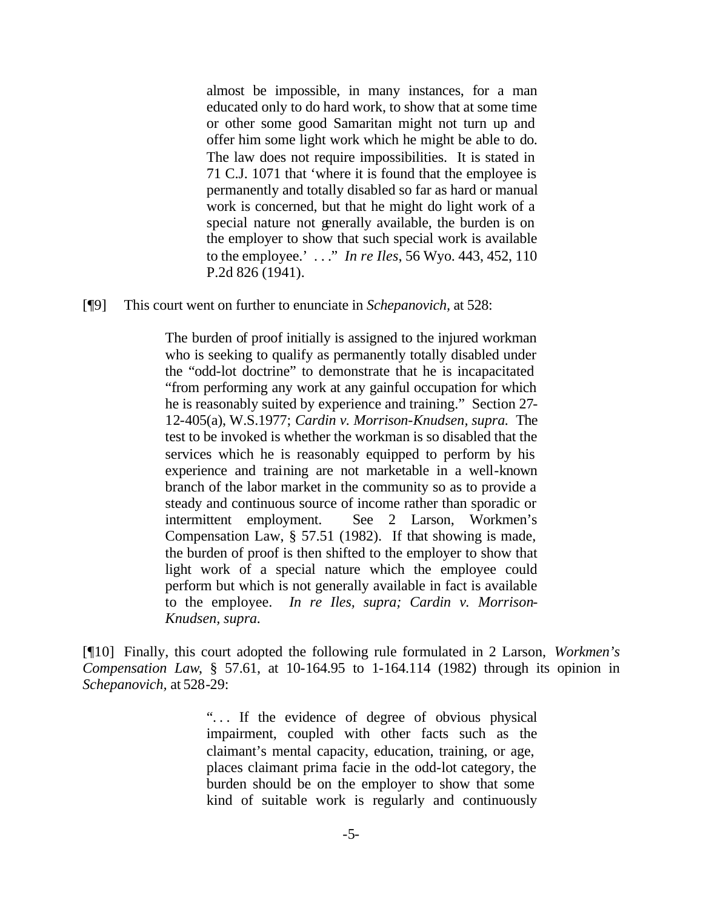> almost be impossible, in many instances, for a man educated only to do hard work, to show that at some time or other some good Samaritan might not turn up and offer him some light work which he might be able to do. The law does not require impossibilities. It is stated in 71 C.J. 1071 that 'where it is found that the employee is permanently and totally disabled so far as hard or manual work is concerned, but that he might do light work of a special nature not generally available, the burden is on the employer to show that such special work is available to the employee.' . . ." *In re Iles*, 56 Wyo. 443, 452, 110 P.2d 826 (1941).

[¶9] This court went on further to enunciate in *Schepanovich*, at 528:

> The burden of proof initially is assigned to the injured workman who is seeking to qualify as permanently totally disabled under the "odd-lot doctrine" to demonstrate that he is incapacitated "from performing any work at any gainful occupation for which he is reasonably suited by experience and training." Section 27-12-405(a), W.S.1977; *Cardin v. Morrison-Knudsen*, *supra*. The test to be invoked is whether the workman is so disabled that the services which he is reasonably equipped to perform by his experience and training are not marketable in a well-known branch of the labor market in the community so as to provide a steady and continuous source of income rather than sporadic or intermittent employment. See 2 Larson, Workmen's Compensation Law, § 57.51 (1982). If that showing is made, the burden of proof is then shifted to the employer to show that light work of a special nature which the employee could perform but which is not generally available in fact is available to the employee. *In re Iles*, *supra; Cardin v. Morrison-Knudsen*, *supra.*

[¶10] Finally, this court adopted the following rule formulated in 2 Larson, *Workmen's Compensation Law*, § 57.61, at 10-164.95 to 1-164.114 (1982) through its opinion in *Schepanovich*, at 528-29:

> ". . . If the evidence of degree of obvious physical impairment, coupled with other facts such as the claimant's mental capacity, education, training, or age, places claimant prima facie in the odd-lot category, the burden should be on the employer to show that some kind of suitable work is regularly and continuously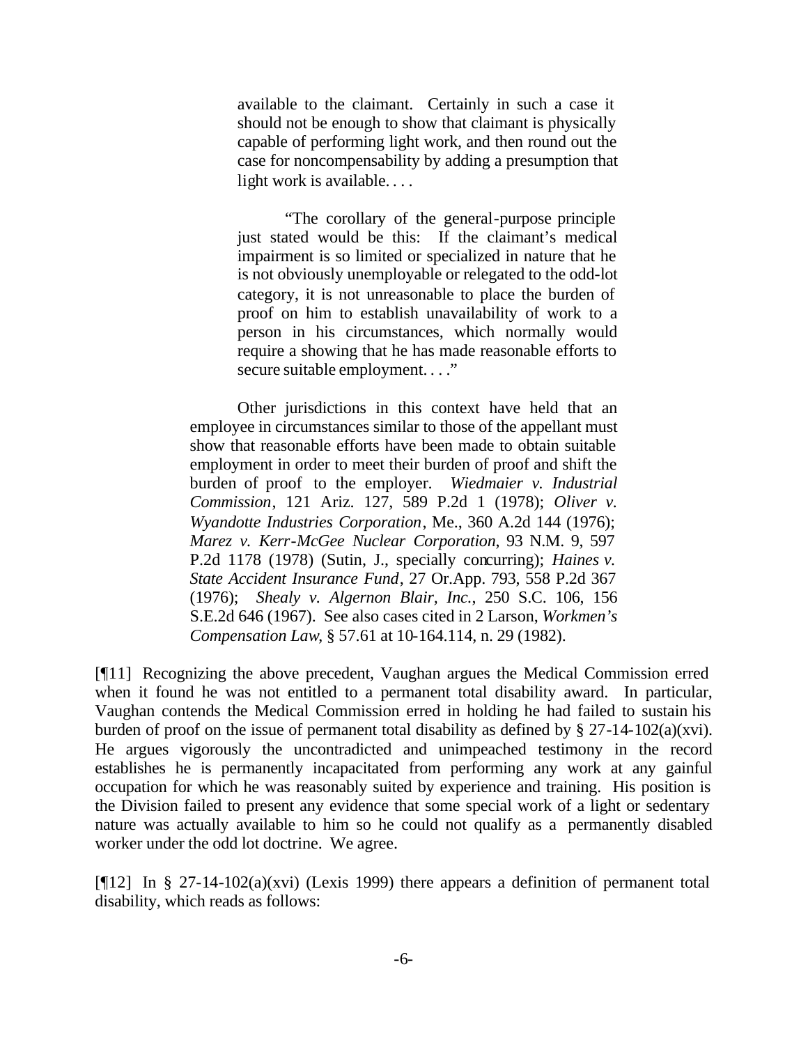> available to the claimant. Certainly in such a case it should not be enough to show that claimant is physically capable of performing light work, and then round out the case for noncompensability by adding a presumption that light work is available. . . .
>
> "The corollary of the general-purpose principle just stated would be this: If the claimant's medical impairment is so limited or specialized in nature that he is not obviously unemployable or relegated to the odd-lot category, it is not unreasonable to place the burden of proof on him to establish unavailability of work to a person in his circumstances, which normally would require a showing that he has made reasonable efforts to secure suitable employment. . . ."

> Other jurisdictions in this context have held that an employee in circumstances similar to those of the appellant must show that reasonable efforts have been made to obtain suitable employment in order to meet their burden of proof and shift the burden of proof to the employer. *Wiedmaier v. Industrial Commission*, 121 Ariz. 127, 589 P.2d 1 (1978); *Oliver v. Wyandotte Industries Corporation*, Me., 360 A.2d 144 (1976); *Marez v. Kerr-McGee Nuclear Corporation*, 93 N.M. 9, 597 P.2d 1178 (1978) (Sutin, J., specially concurring); *Haines v. State Accident Insurance Fund*, 27 Or.App. 793, 558 P.2d 367 (1976); *Shealy v. Algernon Blair, Inc.*, 250 S.C. 106, 156 S.E.2d 646 (1967). See also cases cited in 2 Larson, *Workmen's Compensation Law*, § 57.61 at 10-164.114, n. 29 (1982).

[¶11] Recognizing the above precedent, Vaughan argues the Medical Commission erred when it found he was not entitled to a permanent total disability award. In particular, Vaughan contends the Medical Commission erred in holding he had failed to sustain his burden of proof on the issue of permanent total disability as defined by § 27-14-102(a)(xvi). He argues vigorously the uncontradicted and unimpeached testimony in the record establishes he is permanently incapacitated from performing any work at any gainful occupation for which he was reasonably suited by experience and training. His position is the Division failed to present any evidence that some special work of a light or sedentary nature was actually available to him so he could not qualify as a permanently disabled worker under the odd lot doctrine. We agree.

[¶12] In § 27-14-102(a)(xvi) (Lexis 1999) there appears a definition of permanent total disability, which reads as follows: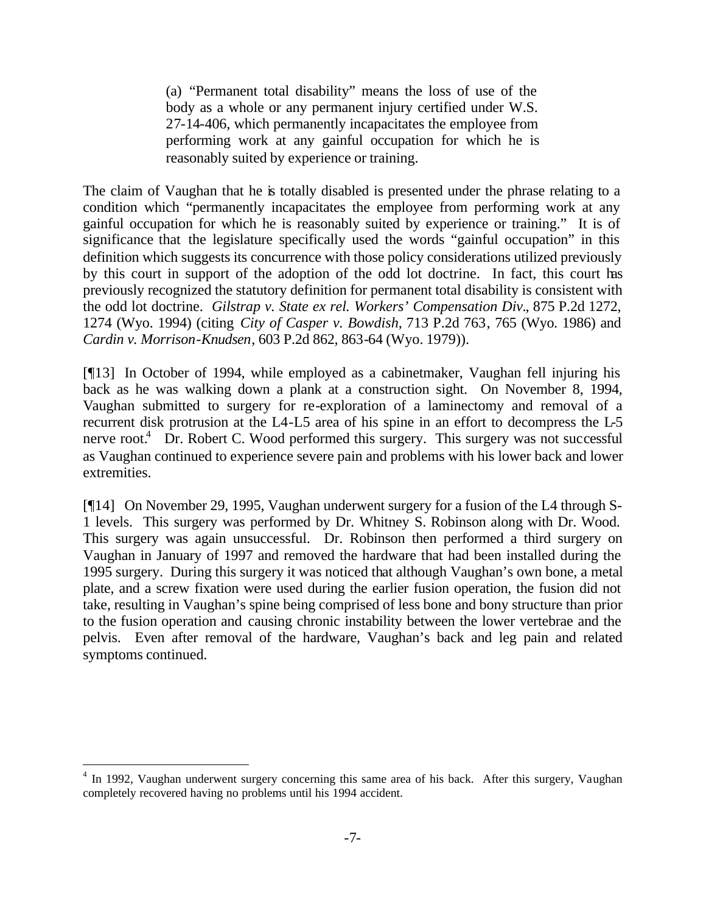> (a) "Permanent total disability" means the loss of use of the body as a whole or any permanent injury certified under W.S. 27-14-406, which permanently incapacitates the employee from performing work at any gainful occupation for which he is reasonably suited by experience or training.

The claim of Vaughan that he is totally disabled is presented under the phrase relating to a condition which "permanently incapacitates the employee from performing work at any gainful occupation for which he is reasonably suited by experience or training." It is of significance that the legislature specifically used the words "gainful occupation" in this definition which suggests its concurrence with those policy considerations utilized previously by this court in support of the adoption of the odd lot doctrine. In fact, this court has previously recognized the statutory definition for permanent total disability is consistent with the odd lot doctrine. *Gilstrap v. State ex rel. Workers' Compensation Div.*, 875 P.2d 1272, 1274 (Wyo. 1994) (citing *City of Casper v. Bowdish*, 713 P.2d 763, 765 (Wyo. 1986) and *Cardin v. Morrison-Knudsen*, 603 P.2d 862, 863-64 (Wyo. 1979)).

[¶13] In October of 1994, while employed as a cabinetmaker, Vaughan fell injuring his back as he was walking down a plank at a construction sight. On November 8, 1994, Vaughan submitted to surgery for re-exploration of a laminectomy and removal of a recurrent disk protrusion at the L4-L5 area of his spine in an effort to decompress the L-5 nerve root.[4] Dr. Robert C. Wood performed this surgery. This surgery was not successful as Vaughan continued to experience severe pain and problems with his lower back and lower extremities.

[¶14] On November 29, 1995, Vaughan underwent surgery for a fusion of the L4 through S-1 levels. This surgery was performed by Dr. Whitney S. Robinson along with Dr. Wood. This surgery was again unsuccessful. Dr. Robinson then performed a third surgery on Vaughan in January of 1997 and removed the hardware that had been installed during the 1995 surgery. During this surgery it was noticed that although Vaughan's own bone, a metal plate, and a screw fixation were used during the earlier fusion operation, the fusion did not take, resulting in Vaughan's spine being comprised of less bone and bony structure than prior to the fusion operation and causing chronic instability between the lower vertebrae and the pelvis. Even after removal of the hardware, Vaughan's back and leg pain and related symptoms continued.

---

[4] In 1992, Vaughan underwent surgery concerning this same area of his back. After this surgery, Vaughan completely recovered having no problems until his 1994 accident.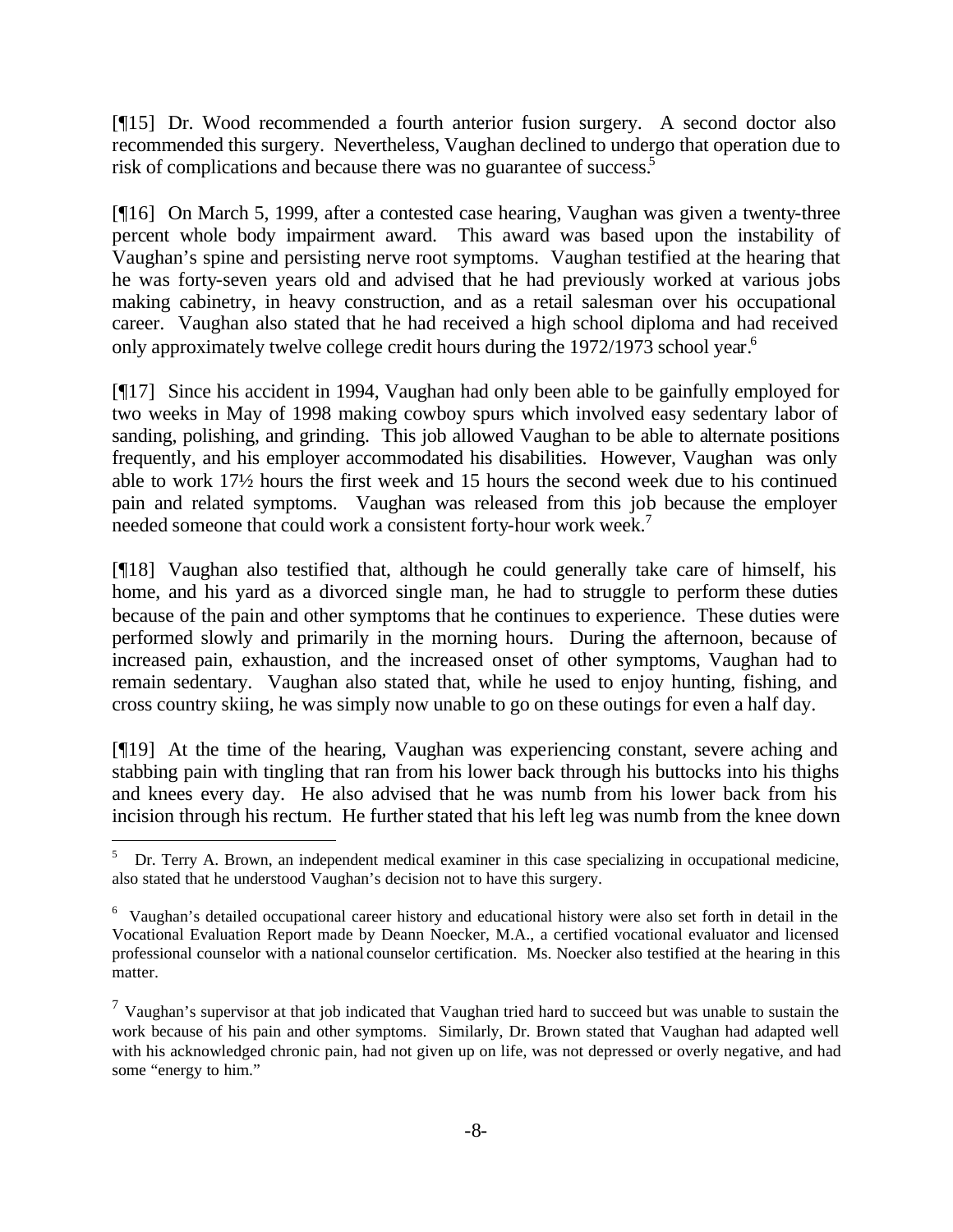[¶15] Dr. Wood recommended a fourth anterior fusion surgery. A second doctor also recommended this surgery. Nevertheless, Vaughan declined to undergo that operation due to risk of complications and because there was no guarantee of success.[5]

[¶16] On March 5, 1999, after a contested case hearing, Vaughan was given a twenty-three percent whole body impairment award. This award was based upon the instability of Vaughan's spine and persisting nerve root symptoms. Vaughan testified at the hearing that he was forty-seven years old and advised that he had previously worked at various jobs making cabinetry, in heavy construction, and as a retail salesman over his occupational career. Vaughan also stated that he had received a high school diploma and had received only approximately twelve college credit hours during the 1972/1973 school year.[6]

[¶17] Since his accident in 1994, Vaughan had only been able to be gainfully employed for two weeks in May of 1998 making cowboy spurs which involved easy sedentary labor of sanding, polishing, and grinding. This job allowed Vaughan to be able to alternate positions frequently, and his employer accommodated his disabilities. However, Vaughan was only able to work 17½ hours the first week and 15 hours the second week due to his continued pain and related symptoms. Vaughan was released from this job because the employer needed someone that could work a consistent forty-hour work week.[7]

[¶18] Vaughan also testified that, although he could generally take care of himself, his home, and his yard as a divorced single man, he had to struggle to perform these duties because of the pain and other symptoms that he continues to experience. These duties were performed slowly and primarily in the morning hours. During the afternoon, because of increased pain, exhaustion, and the increased onset of other symptoms, Vaughan had to remain sedentary. Vaughan also stated that, while he used to enjoy hunting, fishing, and cross country skiing, he was simply now unable to go on these outings for even a half day.

[¶19] At the time of the hearing, Vaughan was experiencing constant, severe aching and stabbing pain with tingling that ran from his lower back through his buttocks into his thighs and knees every day. He also advised that he was numb from his lower back from his incision through his rectum. He further stated that his left leg was numb from the knee down

---

[5] Dr. Terry A. Brown, an independent medical examiner in this case specializing in occupational medicine, also stated that he understood Vaughan's decision not to have this surgery.

[6] Vaughan's detailed occupational career history and educational history were also set forth in detail in the Vocational Evaluation Report made by Deann Noecker, M.A., a certified vocational evaluator and licensed professional counselor with a national counselor certification. Ms. Noecker also testified at the hearing in this matter.

[7] Vaughan's supervisor at that job indicated that Vaughan tried hard to succeed but was unable to sustain the work because of his pain and other symptoms. Similarly, Dr. Brown stated that Vaughan had adapted well with his acknowledged chronic pain, had not given up on life, was not depressed or overly negative, and had some "energy to him."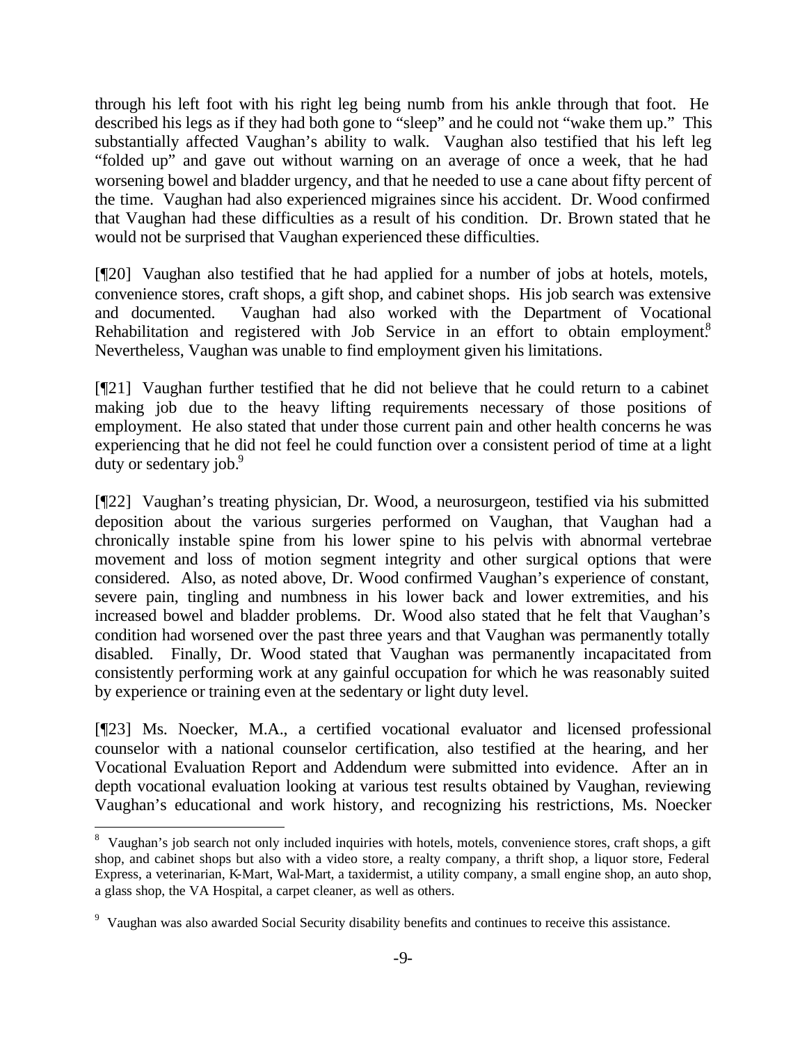through his left foot with his right leg being numb from his ankle through that foot. He described his legs as if they had both gone to "sleep" and he could not "wake them up." This substantially affected Vaughan's ability to walk. Vaughan also testified that his left leg "folded up" and gave out without warning on an average of once a week, that he had worsening bowel and bladder urgency, and that he needed to use a cane about fifty percent of the time. Vaughan had also experienced migraines since his accident. Dr. Wood confirmed that Vaughan had these difficulties as a result of his condition. Dr. Brown stated that he would not be surprised that Vaughan experienced these difficulties.

[¶20] Vaughan also testified that he had applied for a number of jobs at hotels, motels, convenience stores, craft shops, a gift shop, and cabinet shops. His job search was extensive and documented. Vaughan had also worked with the Department of Vocational Rehabilitation and registered with Job Service in an effort to obtain employment.[8] Nevertheless, Vaughan was unable to find employment given his limitations.

[¶21] Vaughan further testified that he did not believe that he could return to a cabinet making job due to the heavy lifting requirements necessary of those positions of employment. He also stated that under those current pain and other health concerns he was experiencing that he did not feel he could function over a consistent period of time at a light duty or sedentary job.[9]

[¶22] Vaughan's treating physician, Dr. Wood, a neurosurgeon, testified via his submitted deposition about the various surgeries performed on Vaughan, that Vaughan had a chronically instable spine from his lower spine to his pelvis with abnormal vertebrae movement and loss of motion segment integrity and other surgical options that were considered. Also, as noted above, Dr. Wood confirmed Vaughan's experience of constant, severe pain, tingling and numbness in his lower back and lower extremities, and his increased bowel and bladder problems. Dr. Wood also stated that he felt that Vaughan's condition had worsened over the past three years and that Vaughan was permanently totally disabled. Finally, Dr. Wood stated that Vaughan was permanently incapacitated from consistently performing work at any gainful occupation for which he was reasonably suited by experience or training even at the sedentary or light duty level.

[¶23] Ms. Noecker, M.A., a certified vocational evaluator and licensed professional counselor with a national counselor certification, also testified at the hearing, and her Vocational Evaluation Report and Addendum were submitted into evidence. After an in depth vocational evaluation looking at various test results obtained by Vaughan, reviewing Vaughan's educational and work history, and recognizing his restrictions, Ms. Noecker

---

[8] Vaughan's job search not only included inquiries with hotels, motels, convenience stores, craft shops, a gift shop, and cabinet shops but also with a video store, a realty company, a thrift shop, a liquor store, Federal Express, a veterinarian, K-Mart, Wal-Mart, a taxidermist, a utility company, a small engine shop, an auto shop, a glass shop, the VA Hospital, a carpet cleaner, as well as others.

[9] Vaughan was also awarded Social Security disability benefits and continues to receive this assistance.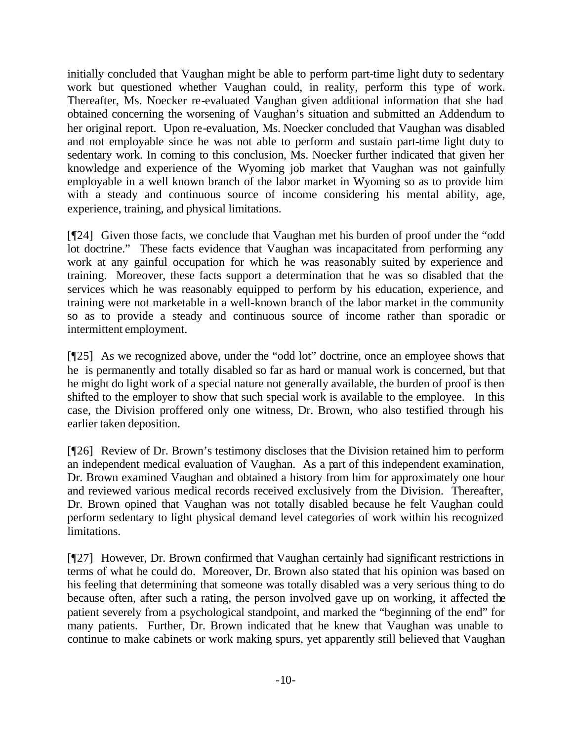initially concluded that Vaughan might be able to perform part-time light duty to sedentary work but questioned whether Vaughan could, in reality, perform this type of work. Thereafter, Ms. Noecker re-evaluated Vaughan given additional information that she had obtained concerning the worsening of Vaughan's situation and submitted an Addendum to her original report. Upon re-evaluation, Ms. Noecker concluded that Vaughan was disabled and not employable since he was not able to perform and sustain part-time light duty to sedentary work. In coming to this conclusion, Ms. Noecker further indicated that given her knowledge and experience of the Wyoming job market that Vaughan was not gainfully employable in a well known branch of the labor market in Wyoming so as to provide him with a steady and continuous source of income considering his mental ability, age, experience, training, and physical limitations.

[¶24] Given those facts, we conclude that Vaughan met his burden of proof under the "odd lot doctrine." These facts evidence that Vaughan was incapacitated from performing any work at any gainful occupation for which he was reasonably suited by experience and training. Moreover, these facts support a determination that he was so disabled that the services which he was reasonably equipped to perform by his education, experience, and training were not marketable in a well-known branch of the labor market in the community so as to provide a steady and continuous source of income rather than sporadic or intermittent employment.

[¶25] As we recognized above, under the "odd lot" doctrine, once an employee shows that he is permanently and totally disabled so far as hard or manual work is concerned, but that he might do light work of a special nature not generally available, the burden of proof is then shifted to the employer to show that such special work is available to the employee. In this case, the Division proffered only one witness, Dr. Brown, who also testified through his earlier taken deposition.

[¶26] Review of Dr. Brown's testimony discloses that the Division retained him to perform an independent medical evaluation of Vaughan. As a part of this independent examination, Dr. Brown examined Vaughan and obtained a history from him for approximately one hour and reviewed various medical records received exclusively from the Division. Thereafter, Dr. Brown opined that Vaughan was not totally disabled because he felt Vaughan could perform sedentary to light physical demand level categories of work within his recognized limitations.

[¶27] However, Dr. Brown confirmed that Vaughan certainly had significant restrictions in terms of what he could do. Moreover, Dr. Brown also stated that his opinion was based on his feeling that determining that someone was totally disabled was a very serious thing to do because often, after such a rating, the person involved gave up on working, it affected the patient severely from a psychological standpoint, and marked the "beginning of the end" for many patients. Further, Dr. Brown indicated that he knew that Vaughan was unable to continue to make cabinets or work making spurs, yet apparently still believed that Vaughan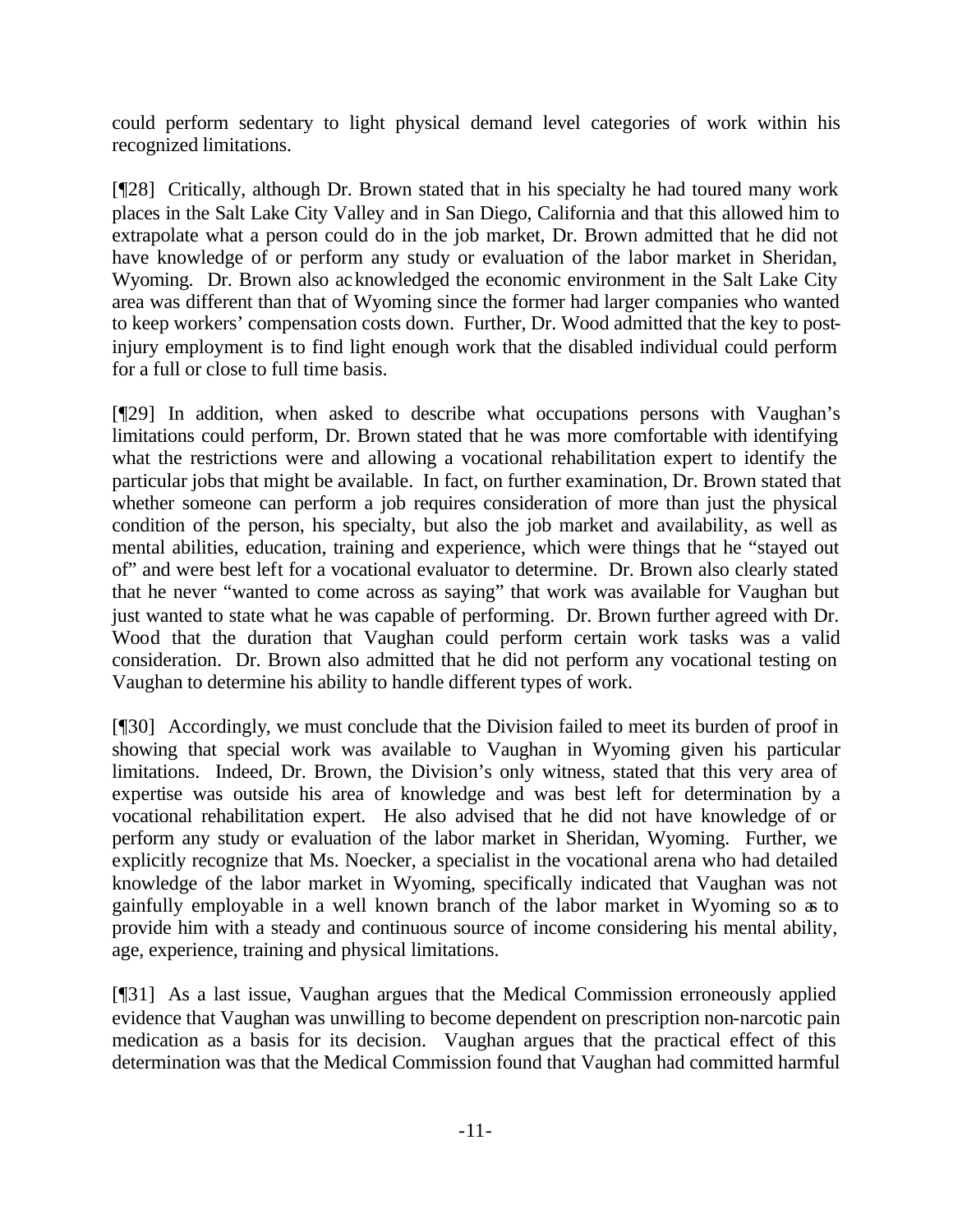could perform sedentary to light physical demand level categories of work within his recognized limitations.

[¶28] Critically, although Dr. Brown stated that in his specialty he had toured many work places in the Salt Lake City Valley and in San Diego, California and that this allowed him to extrapolate what a person could do in the job market, Dr. Brown admitted that he did not have knowledge of or perform any study or evaluation of the labor market in Sheridan, Wyoming. Dr. Brown also acknowledged the economic environment in the Salt Lake City area was different than that of Wyoming since the former had larger companies who wanted to keep workers' compensation costs down. Further, Dr. Wood admitted that the key to post-injury employment is to find light enough work that the disabled individual could perform for a full or close to full time basis.

[¶29] In addition, when asked to describe what occupations persons with Vaughan's limitations could perform, Dr. Brown stated that he was more comfortable with identifying what the restrictions were and allowing a vocational rehabilitation expert to identify the particular jobs that might be available. In fact, on further examination, Dr. Brown stated that whether someone can perform a job requires consideration of more than just the physical condition of the person, his specialty, but also the job market and availability, as well as mental abilities, education, training and experience, which were things that he "stayed out of" and were best left for a vocational evaluator to determine. Dr. Brown also clearly stated that he never "wanted to come across as saying" that work was available for Vaughan but just wanted to state what he was capable of performing. Dr. Brown further agreed with Dr. Wood that the duration that Vaughan could perform certain work tasks was a valid consideration. Dr. Brown also admitted that he did not perform any vocational testing on Vaughan to determine his ability to handle different types of work.

[¶30] Accordingly, we must conclude that the Division failed to meet its burden of proof in showing that special work was available to Vaughan in Wyoming given his particular limitations. Indeed, Dr. Brown, the Division's only witness, stated that this very area of expertise was outside his area of knowledge and was best left for determination by a vocational rehabilitation expert. He also advised that he did not have knowledge of or perform any study or evaluation of the labor market in Sheridan, Wyoming. Further, we explicitly recognize that Ms. Noecker, a specialist in the vocational arena who had detailed knowledge of the labor market in Wyoming, specifically indicated that Vaughan was not gainfully employable in a well known branch of the labor market in Wyoming so as to provide him with a steady and continuous source of income considering his mental ability, age, experience, training and physical limitations.

[¶31] As a last issue, Vaughan argues that the Medical Commission erroneously applied evidence that Vaughan was unwilling to become dependent on prescription non-narcotic pain medication as a basis for its decision. Vaughan argues that the practical effect of this determination was that the Medical Commission found that Vaughan had committed harmful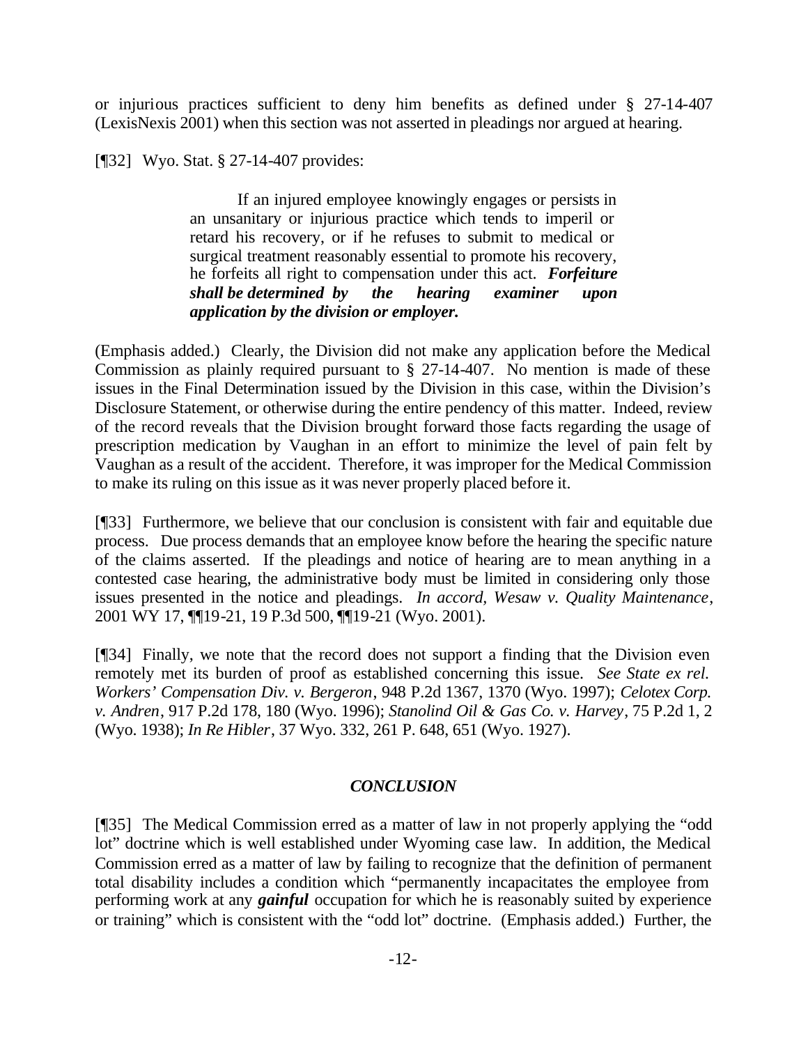or injurious practices sufficient to deny him benefits as defined under § 27-14-407 (LexisNexis 2001) when this section was not asserted in pleadings nor argued at hearing.

[¶32] Wyo. Stat. § 27-14-407 provides:

> If an injured employee knowingly engages or persists in an unsanitary or injurious practice which tends to imperil or retard his recovery, or if he refuses to submit to medical or surgical treatment reasonably essential to promote his recovery, he forfeits all right to compensation under this act. ***Forfeiture shall be determined by the hearing examiner upon application by the division or employer.***

(Emphasis added.) Clearly, the Division did not make any application before the Medical Commission as plainly required pursuant to § 27-14-407. No mention is made of these issues in the Final Determination issued by the Division in this case, within the Division's Disclosure Statement, or otherwise during the entire pendency of this matter. Indeed, review of the record reveals that the Division brought forward those facts regarding the usage of prescription medication by Vaughan in an effort to minimize the level of pain felt by Vaughan as a result of the accident. Therefore, it was improper for the Medical Commission to make its ruling on this issue as it was never properly placed before it.

[¶33] Furthermore, we believe that our conclusion is consistent with fair and equitable due process. Due process demands that an employee know before the hearing the specific nature of the claims asserted. If the pleadings and notice of hearing are to mean anything in a contested case hearing, the administrative body must be limited in considering only those issues presented in the notice and pleadings. *In accord, Wesaw v. Quality Maintenance*, 2001 WY 17, ¶¶19-21, 19 P.3d 500, ¶¶19-21 (Wyo. 2001).

[¶34] Finally, we note that the record does not support a finding that the Division even remotely met its burden of proof as established concerning this issue. *See State ex rel. Workers' Compensation Div. v. Bergeron*, 948 P.2d 1367, 1370 (Wyo. 1997); *Celotex Corp. v. Andren*, 917 P.2d 178, 180 (Wyo. 1996); *Stanolind Oil & Gas Co. v. Harvey*, 75 P.2d 1, 2 (Wyo. 1938); *In Re Hibler*, 37 Wyo. 332, 261 P. 648, 651 (Wyo. 1927).

## *CONCLUSION*

[¶35] The Medical Commission erred as a matter of law in not properly applying the "odd lot" doctrine which is well established under Wyoming case law. In addition, the Medical Commission erred as a matter of law by failing to recognize that the definition of permanent total disability includes a condition which "permanently incapacitates the employee from performing work at any ***gainful*** occupation for which he is reasonably suited by experience or training" which is consistent with the "odd lot" doctrine. (Emphasis added.) Further, the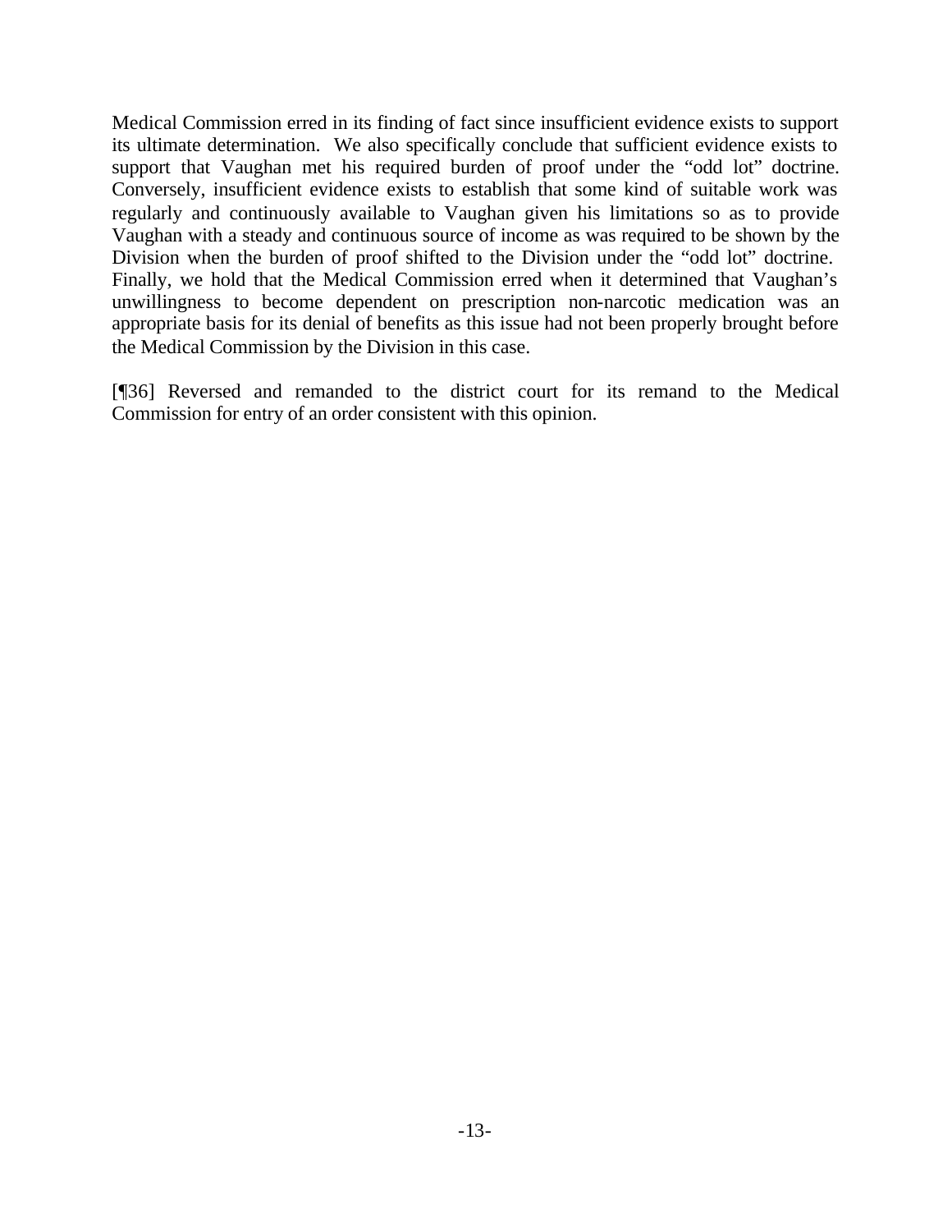Medical Commission erred in its finding of fact since insufficient evidence exists to support its ultimate determination. We also specifically conclude that sufficient evidence exists to support that Vaughan met his required burden of proof under the "odd lot" doctrine. Conversely, insufficient evidence exists to establish that some kind of suitable work was regularly and continuously available to Vaughan given his limitations so as to provide Vaughan with a steady and continuous source of income as was required to be shown by the Division when the burden of proof shifted to the Division under the "odd lot" doctrine. Finally, we hold that the Medical Commission erred when it determined that Vaughan's unwillingness to become dependent on prescription non-narcotic medication was an appropriate basis for its denial of benefits as this issue had not been properly brought before the Medical Commission by the Division in this case.

[¶36] Reversed and remanded to the district court for its remand to the Medical Commission for entry of an order consistent with this opinion.